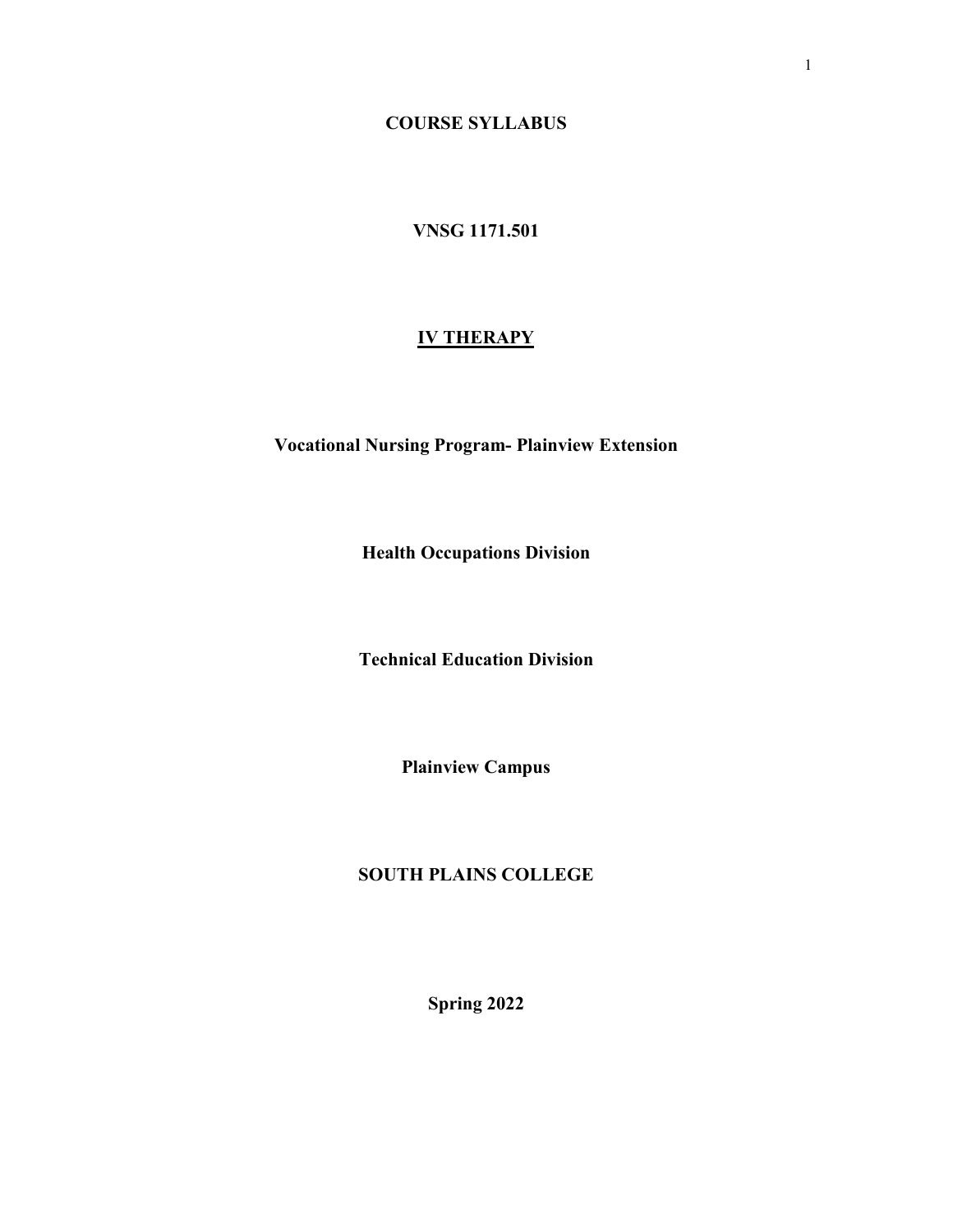**COURSE SYLLABUS**

**VNSG 1171.501**

**<u>IV THERAPY</u>**

**Vocational Nursing Program- Plainview Extension**

**Health Occupations Division**

**Technical Education Division**

**Plainview Campus**

**SOUTH PLAINS COLLEGE**

**Spring 2022**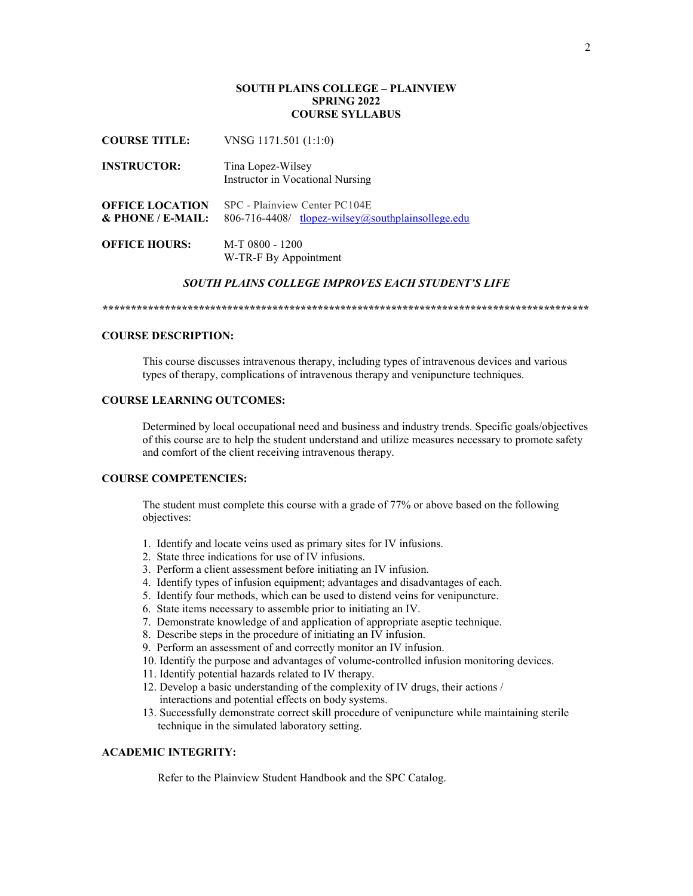**SOUTH PLAINS COLLEGE – PLAINVIEW**
**SPRING 2022**
**COURSE SYLLABUS**

**COURSE TITLE:** VNSG 1171.501 (1:1:0)

**INSTRUCTOR:** Tina Lopez-Wilsey
Instructor in Vocational Nursing

**OFFICE LOCATION & PHONE / E-MAIL:** SPC - Plainview Center PC104E
806-716-4408/ tlopez-wilsey@southplainsollege.edu

**OFFICE HOURS:** M-T 0800 - 1200
W-TR-F By Appointment

***SOUTH PLAINS COLLEGE IMPROVES EACH STUDENT'S LIFE***

*****************************************************************************************

## COURSE DESCRIPTION:

This course discusses intravenous therapy, including types of intravenous devices and various types of therapy, complications of intravenous therapy and venipuncture techniques.

## COURSE LEARNING OUTCOMES:

Determined by local occupational need and business and industry trends. Specific goals/objectives of this course are to help the student understand and utilize measures necessary to promote safety and comfort of the client receiving intravenous therapy.

## COURSE COMPETENCIES:

The student must complete this course with a grade of 77% or above based on the following objectives:

1. Identify and locate veins used as primary sites for IV infusions.
2. State three indications for use of IV infusions.
3. Perform a client assessment before initiating an IV infusion.
4. Identify types of infusion equipment; advantages and disadvantages of each.
5. Identify four methods, which can be used to distend veins for venipuncture.
6. State items necessary to assemble prior to initiating an IV.
7. Demonstrate knowledge of and application of appropriate aseptic technique.
8. Describe steps in the procedure of initiating an IV infusion.
9. Perform an assessment of and correctly monitor an IV infusion.
10. Identify the purpose and advantages of volume-controlled infusion monitoring devices.
11. Identify potential hazards related to IV therapy.
12. Develop a basic understanding of the complexity of IV drugs, their actions / interactions and potential effects on body systems.
13. Successfully demonstrate correct skill procedure of venipuncture while maintaining sterile technique in the simulated laboratory setting.

## ACADEMIC INTEGRITY:

Refer to the Plainview Student Handbook and the SPC Catalog.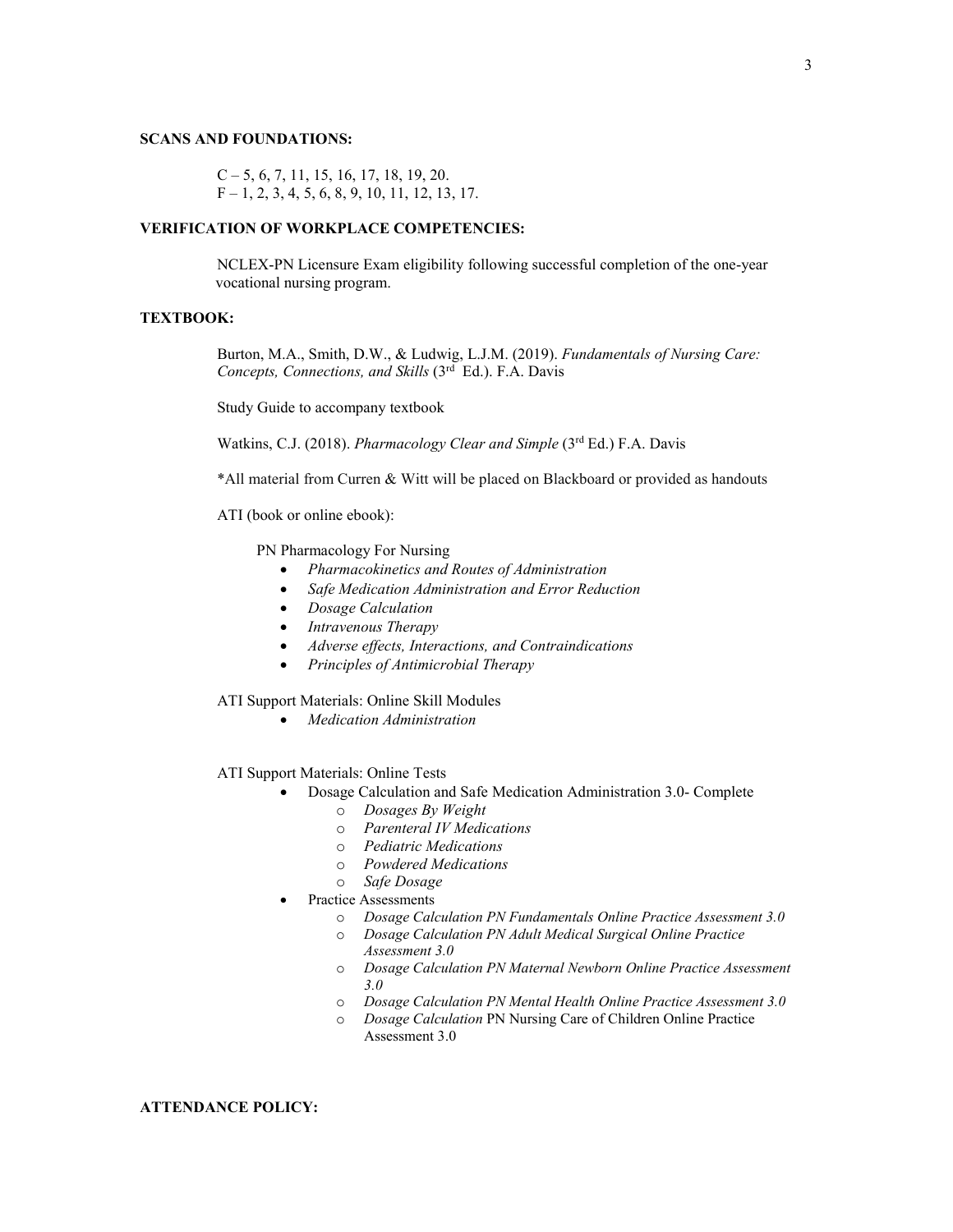**SCANS AND FOUNDATIONS:**

C – 5, 6, 7, 11, 15, 16, 17, 18, 19, 20.
F – 1, 2, 3, 4, 5, 6, 8, 9, 10, 11, 12, 13, 17.

**VERIFICATION OF WORKPLACE COMPETENCIES:**

NCLEX-PN Licensure Exam eligibility following successful completion of the one-year vocational nursing program.

**TEXTBOOK:**

Burton, M.A., Smith, D.W., & Ludwig, L.J.M. (2019). *Fundamentals of Nursing Care: Concepts, Connections, and Skills* (3rd Ed.). F.A. Davis

Study Guide to accompany textbook

Watkins, C.J. (2018). *Pharmacology Clear and Simple* (3rd Ed.) F.A. Davis

*All material from Curren & Witt will be placed on Blackboard or provided as handouts

ATI (book or online ebook):

PN Pharmacology For Nursing

- *Pharmacokinetics and Routes of Administration*
- *Safe Medication Administration and Error Reduction*
- *Dosage Calculation*
- *Intravenous Therapy*
- *Adverse effects, Interactions, and Contraindications*
- *Principles of Antimicrobial Therapy*

ATI Support Materials: Online Skill Modules

- *Medication Administration*

ATI Support Materials: Online Tests

- Dosage Calculation and Safe Medication Administration 3.0- Complete
  - *Dosages By Weight*
  - *Parenteral IV Medications*
  - *Pediatric Medications*
  - *Powdered Medications*
  - *Safe Dosage*
- Practice Assessments
  - *Dosage Calculation PN Fundamentals Online Practice Assessment 3.0*
  - *Dosage Calculation PN Adult Medical Surgical Online Practice Assessment 3.0*
  - *Dosage Calculation PN Maternal Newborn Online Practice Assessment 3.0*
  - *Dosage Calculation PN Mental Health Online Practice Assessment 3.0*
  - *Dosage Calculation* PN Nursing Care of Children Online Practice Assessment 3.0

**ATTENDANCE POLICY:**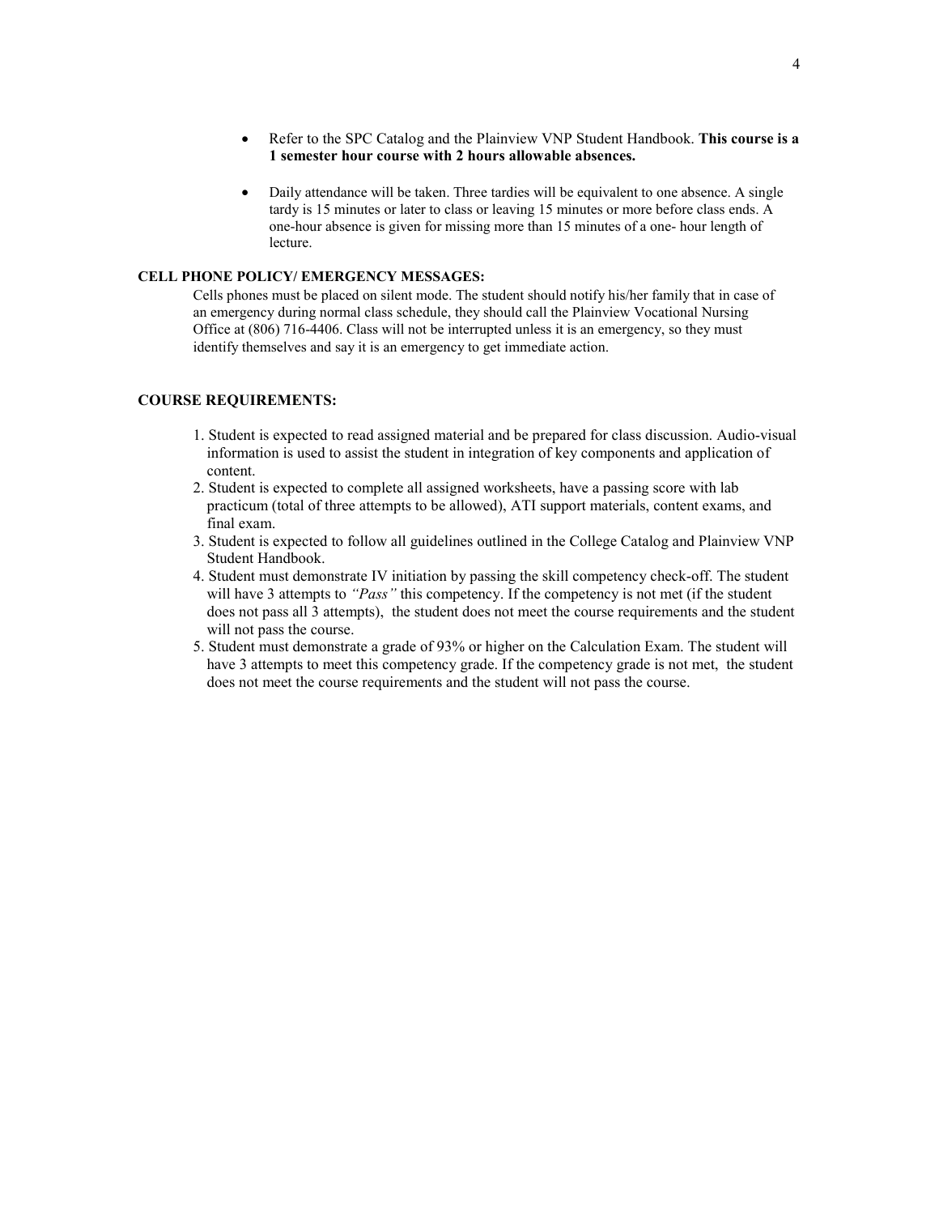- Refer to the SPC Catalog and the Plainview VNP Student Handbook. **This course is a 1 semester hour course with 2 hours allowable absences.**

- Daily attendance will be taken. Three tardies will be equivalent to one absence. A single tardy is 15 minutes or later to class or leaving 15 minutes or more before class ends. A one-hour absence is given for missing more than 15 minutes of a one- hour length of lecture.

**CELL PHONE POLICY/ EMERGENCY MESSAGES:**

Cells phones must be placed on silent mode. The student should notify his/her family that in case of an emergency during normal class schedule, they should call the Plainview Vocational Nursing Office at (806) 716-4406. Class will not be interrupted unless it is an emergency, so they must identify themselves and say it is an emergency to get immediate action.

**COURSE REQUIREMENTS:**

1. Student is expected to read assigned material and be prepared for class discussion. Audio-visual information is used to assist the student in integration of key components and application of content.
2. Student is expected to complete all assigned worksheets, have a passing score with lab practicum (total of three attempts to be allowed), ATI support materials, content exams, and final exam.
3. Student is expected to follow all guidelines outlined in the College Catalog and Plainview VNP Student Handbook.
4. Student must demonstrate IV initiation by passing the skill competency check-off. The student will have 3 attempts to *"Pass"* this competency. If the competency is not met (if the student does not pass all 3 attempts), the student does not meet the course requirements and the student will not pass the course.
5. Student must demonstrate a grade of 93% or higher on the Calculation Exam. The student will have 3 attempts to meet this competency grade. If the competency grade is not met, the student does not meet the course requirements and the student will not pass the course.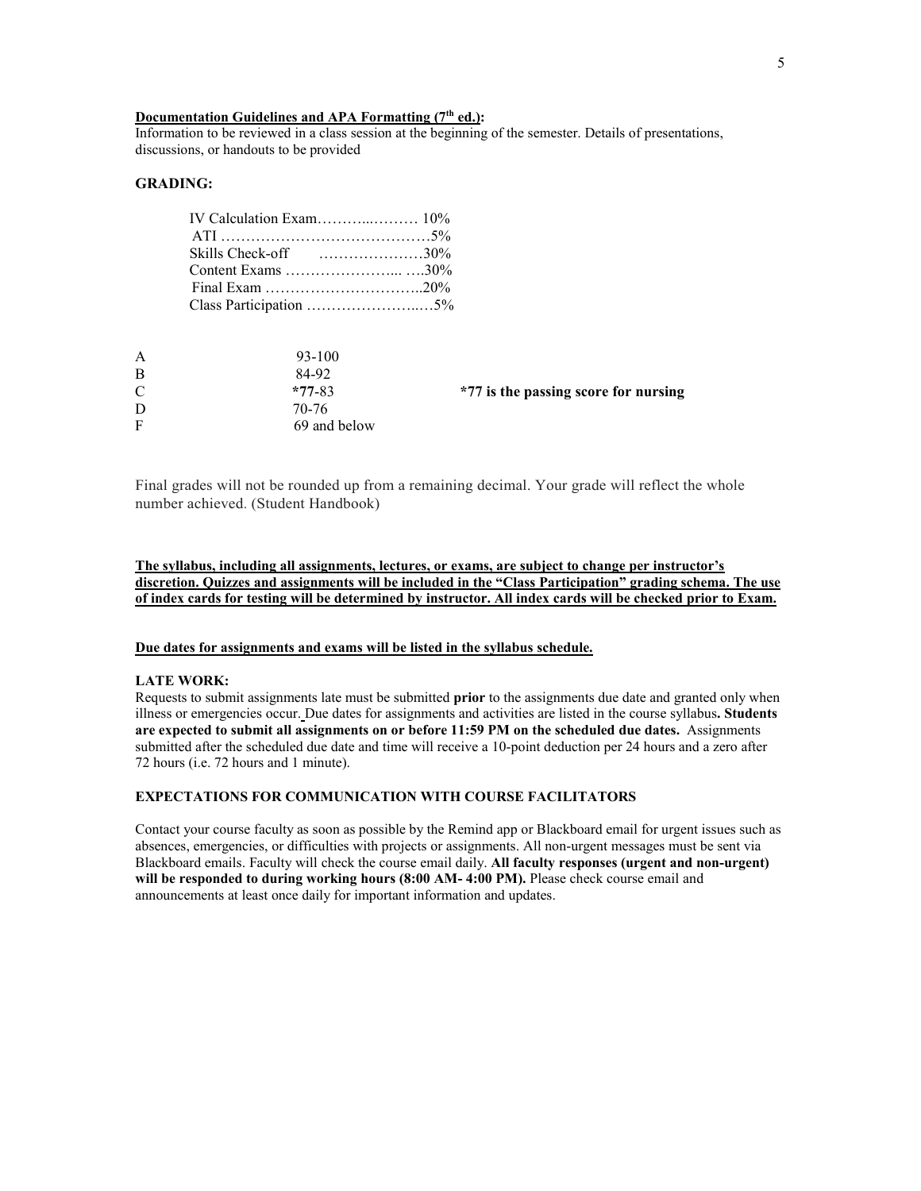**Documentation Guidelines and APA Formatting (7th ed.):**
Information to be reviewed in a class session at the beginning of the semester. Details of presentations, discussions, or handouts to be provided

## GRADING:

| Component | Weight |
|---|---|
| IV Calculation Exam | 10% |
| ATI | 5% |
| Skills Check-off | 30% |
| Content Exams | 30% |
| Final Exam | 20% |
| Class Participation | 5% |

| Grade | Range | |
|---|---|---|
| A | 93-100 | |
| B | 84-92 | |
| C | ***77**-83 | ***77 is the passing score for nursing** |
| D | 70-76 | |
| F | 69 and below | |

Final grades will not be rounded up from a remaining decimal. Your grade will reflect the whole number achieved. (Student Handbook)

**The syllabus, including all assignments, lectures, or exams, are subject to change per instructor's discretion. Quizzes and assignments will be included in the "Class Participation" grading schema. The use of index cards for testing will be determined by instructor. All index cards will be checked prior to Exam.**

**Due dates for assignments and exams will be listed in the syllabus schedule.**

### LATE WORK:

Requests to submit assignments late must be submitted **prior** to the assignments due date and granted only when illness or emergencies occur. Due dates for assignments and activities are listed in the course syllabus**. Students are expected to submit all assignments on or before 11:59 PM on the scheduled due dates.** Assignments submitted after the scheduled due date and time will receive a 10-point deduction per 24 hours and a zero after 72 hours (i.e. 72 hours and 1 minute).

### EXPECTATIONS FOR COMMUNICATION WITH COURSE FACILITATORS

Contact your course faculty as soon as possible by the Remind app or Blackboard email for urgent issues such as absences, emergencies, or difficulties with projects or assignments. All non-urgent messages must be sent via Blackboard emails. Faculty will check the course email daily. **All faculty responses (urgent and non-urgent) will be responded to during working hours (8:00 AM- 4:00 PM).** Please check course email and announcements at least once daily for important information and updates.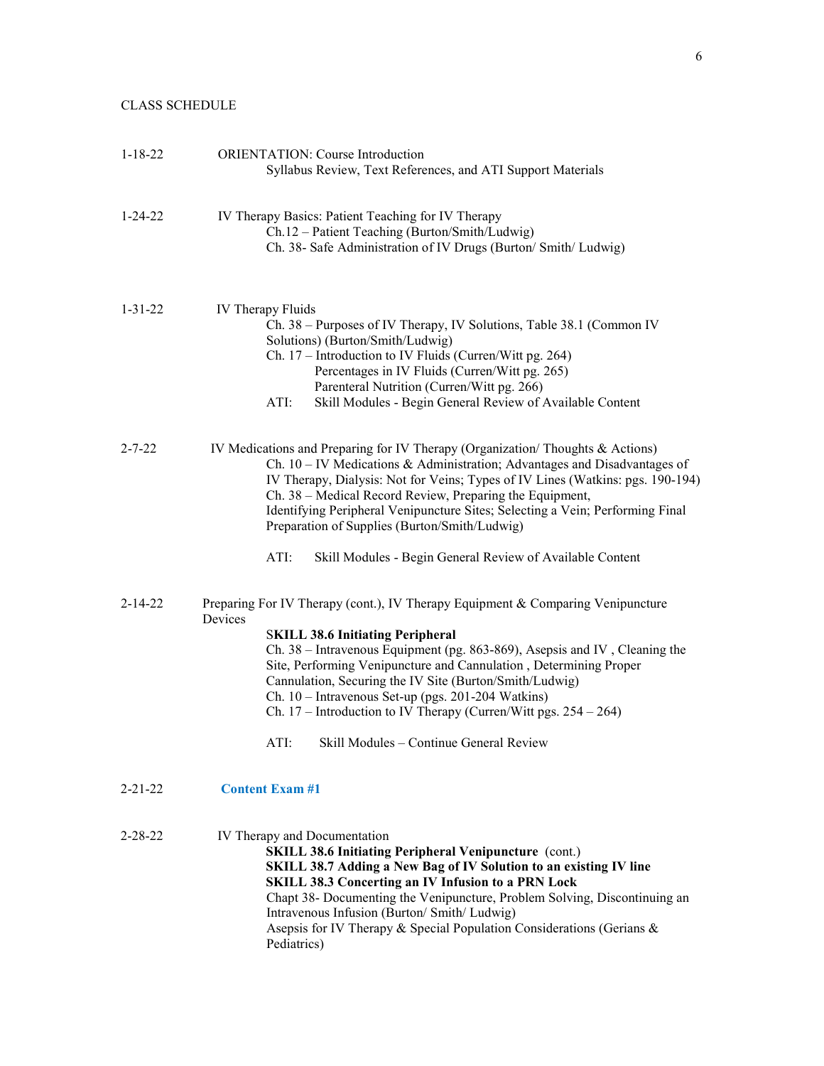CLASS SCHEDULE

1-18-22 ORIENTATION: Course Introduction

Syllabus Review, Text References, and ATI Support Materials

1-24-22 IV Therapy Basics: Patient Teaching for IV Therapy

Ch.12 – Patient Teaching (Burton/Smith/Ludwig)
Ch. 38- Safe Administration of IV Drugs (Burton/ Smith/ Ludwig)

1-31-22 IV Therapy Fluids

Ch. 38 – Purposes of IV Therapy, IV Solutions, Table 38.1 (Common IV Solutions) (Burton/Smith/Ludwig)
Ch. 17 – Introduction to IV Fluids (Curren/Witt pg. 264)
Percentages in IV Fluids (Curren/Witt pg. 265)
Parenteral Nutrition (Curren/Witt pg. 266)
ATI: Skill Modules - Begin General Review of Available Content

2-7-22 IV Medications and Preparing for IV Therapy (Organization/ Thoughts & Actions)

Ch. 10 – IV Medications & Administration; Advantages and Disadvantages of IV Therapy, Dialysis: Not for Veins; Types of IV Lines (Watkins: pgs. 190-194)
Ch. 38 – Medical Record Review, Preparing the Equipment, Identifying Peripheral Venipuncture Sites; Selecting a Vein; Performing Final Preparation of Supplies (Burton/Smith/Ludwig)

ATI: Skill Modules - Begin General Review of Available Content

2-14-22 Preparing For IV Therapy (cont.), IV Therapy Equipment & Comparing Venipuncture Devices

**SKILL 38.6 Initiating Peripheral**
Ch. 38 – Intravenous Equipment (pg. 863-869), Asepsis and IV , Cleaning the Site, Performing Venipuncture and Cannulation , Determining Proper Cannulation, Securing the IV Site (Burton/Smith/Ludwig)
Ch. 10 – Intravenous Set-up (pgs. 201-204 Watkins)
Ch. 17 – Introduction to IV Therapy (Curren/Witt pgs. 254 – 264)

ATI: Skill Modules – Continue General Review

2-21-22 **Content Exam #1**

2-28-22 IV Therapy and Documentation

**SKILL 38.6 Initiating Peripheral Venipuncture** (cont.)
**SKILL 38.7 Adding a New Bag of IV Solution to an existing IV line**
**SKILL 38.3 Concerting an IV Infusion to a PRN Lock**
Chapt 38- Documenting the Venipuncture, Problem Solving, Discontinuing an Intravenous Infusion (Burton/ Smith/ Ludwig)
Asepsis for IV Therapy & Special Population Considerations (Gerians & Pediatrics)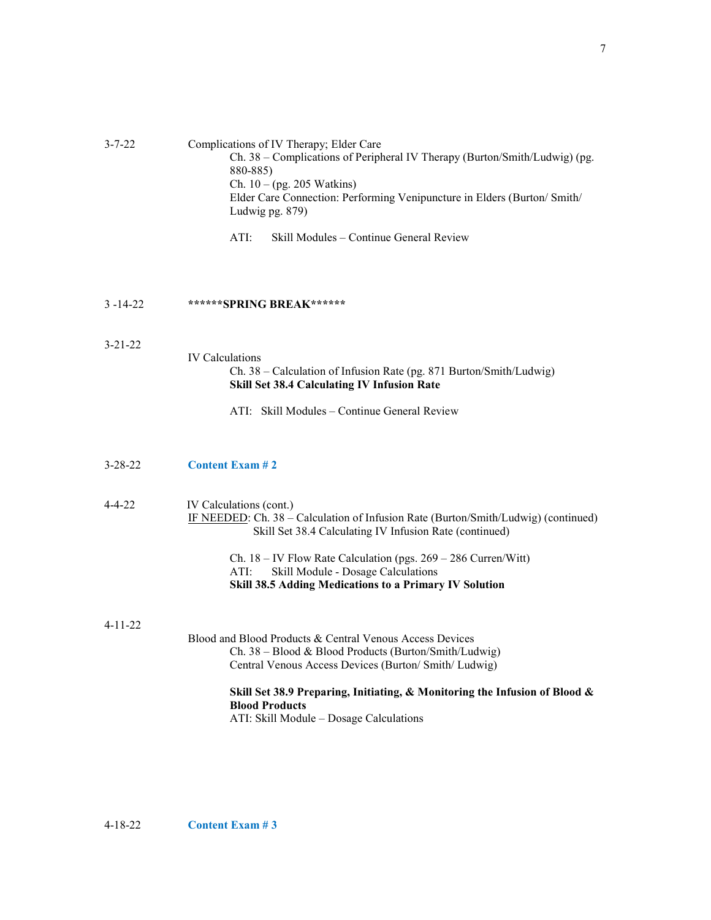3-7-22 Complications of IV Therapy; Elder Care

Ch. 38 – Complications of Peripheral IV Therapy (Burton/Smith/Ludwig) (pg. 880-885)

Ch. 10 – (pg. 205 Watkins)

Elder Care Connection: Performing Venipuncture in Elders (Burton/ Smith/ Ludwig pg. 879)

ATI: Skill Modules – Continue General Review

3 -14-22 **\*\*\*\*\*\*SPRING BREAK\*\*\*\*\*\***

3-21-22

IV Calculations

Ch. 38 – Calculation of Infusion Rate (pg. 871 Burton/Smith/Ludwig)

**Skill Set 38.4 Calculating IV Infusion Rate**

ATI: Skill Modules – Continue General Review

3-28-22 **Content Exam # 2**

4-4-22 IV Calculations (cont.)

IF NEEDED: Ch. 38 – Calculation of Infusion Rate (Burton/Smith/Ludwig) (continued)
Skill Set 38.4 Calculating IV Infusion Rate (continued)

Ch. 18 – IV Flow Rate Calculation (pgs. 269 – 286 Curren/Witt)

ATI: Skill Module - Dosage Calculations

**Skill 38.5 Adding Medications to a Primary IV Solution**

4-11-22

Blood and Blood Products & Central Venous Access Devices

Ch. 38 – Blood & Blood Products (Burton/Smith/Ludwig)

Central Venous Access Devices (Burton/ Smith/ Ludwig)

**Skill Set 38.9 Preparing, Initiating, & Monitoring the Infusion of Blood & Blood Products**

ATI: Skill Module – Dosage Calculations

4-18-22 **Content Exam # 3**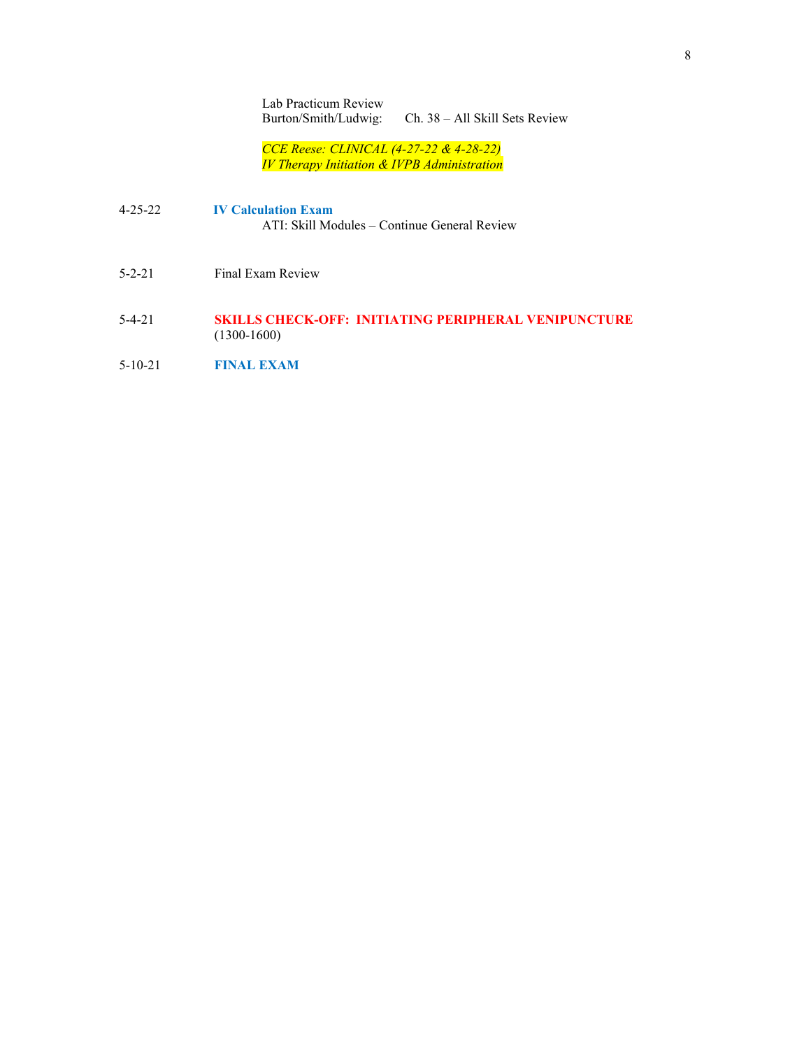Lab Practicum Review
Burton/Smith/Ludwig: Ch. 38 – All Skill Sets Review

*CCE Reese: CLINICAL (4-27-22 & 4-28-22)*
*IV Therapy Initiation & IVPB Administration*

4-25-22 **IV Calculation Exam**
ATI: Skill Modules – Continue General Review

5-2-21 Final Exam Review

5-4-21 **SKILLS CHECK-OFF: INITIATING PERIPHERAL VENIPUNCTURE**
(1300-1600)

5-10-21 **FINAL EXAM**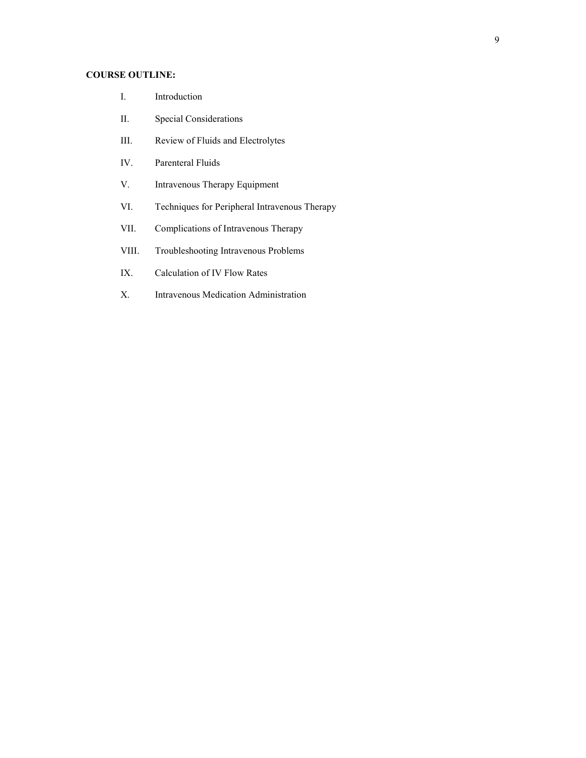**COURSE OUTLINE:**

I. Introduction

II. Special Considerations

III. Review of Fluids and Electrolytes

IV. Parenteral Fluids

V. Intravenous Therapy Equipment

VI. Techniques for Peripheral Intravenous Therapy

VII. Complications of Intravenous Therapy

VIII. Troubleshooting Intravenous Problems

IX. Calculation of IV Flow Rates

X. Intravenous Medication Administration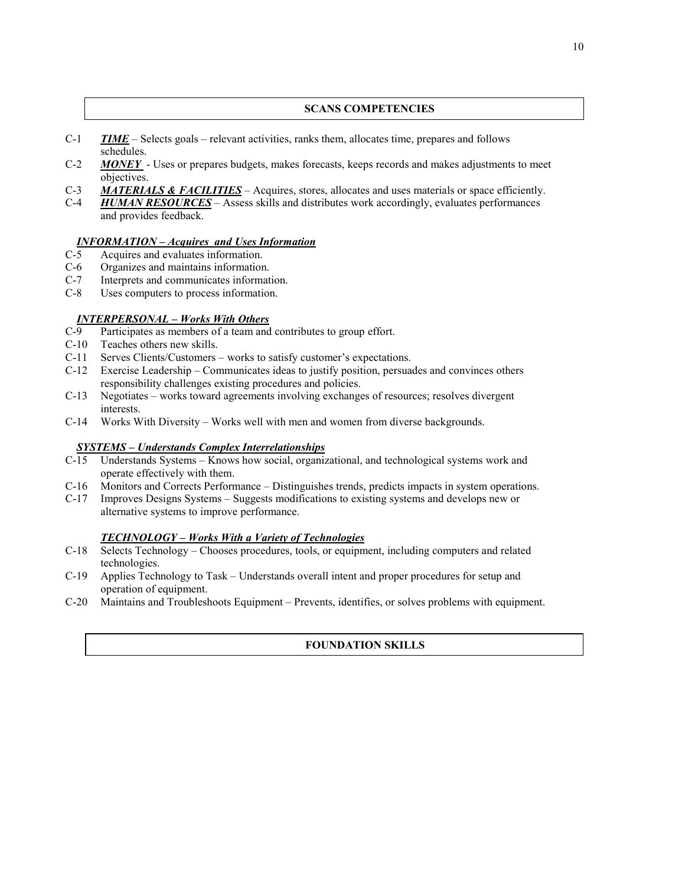## SCANS COMPETENCIES

C-1 ***TIME*** – Selects goals – relevant activities, ranks them, allocates time, prepares and follows schedules.

C-2 ***MONEY*** - Uses or prepares budgets, makes forecasts, keeps records and makes adjustments to meet objectives.

C-3 ***MATERIALS & FACILITIES*** – Acquires, stores, allocates and uses materials or space efficiently.

C-4 ***HUMAN RESOURCES*** – Assess skills and distributes work accordingly, evaluates performances and provides feedback.

***INFORMATION – Acquires and Uses Information***

C-5 Acquires and evaluates information.

C-6 Organizes and maintains information.

C-7 Interprets and communicates information.

C-8 Uses computers to process information.

***INTERPERSONAL – Works With Others***

C-9 Participates as members of a team and contributes to group effort.

C-10 Teaches others new skills.

C-11 Serves Clients/Customers – works to satisfy customer's expectations.

C-12 Exercise Leadership – Communicates ideas to justify position, persuades and convinces others responsibility challenges existing procedures and policies.

C-13 Negotiates – works toward agreements involving exchanges of resources; resolves divergent interests.

C-14 Works With Diversity – Works well with men and women from diverse backgrounds.

***SYSTEMS – Understands Complex Interrelationships***

C-15 Understands Systems – Knows how social, organizational, and technological systems work and operate effectively with them.

C-16 Monitors and Corrects Performance – Distinguishes trends, predicts impacts in system operations.

C-17 Improves Designs Systems – Suggests modifications to existing systems and develops new or alternative systems to improve performance.

***TECHNOLOGY – Works With a Variety of Technologies***

C-18 Selects Technology – Chooses procedures, tools, or equipment, including computers and related technologies.

C-19 Applies Technology to Task – Understands overall intent and proper procedures for setup and operation of equipment.

C-20 Maintains and Troubleshoots Equipment – Prevents, identifies, or solves problems with equipment.

## FOUNDATION SKILLS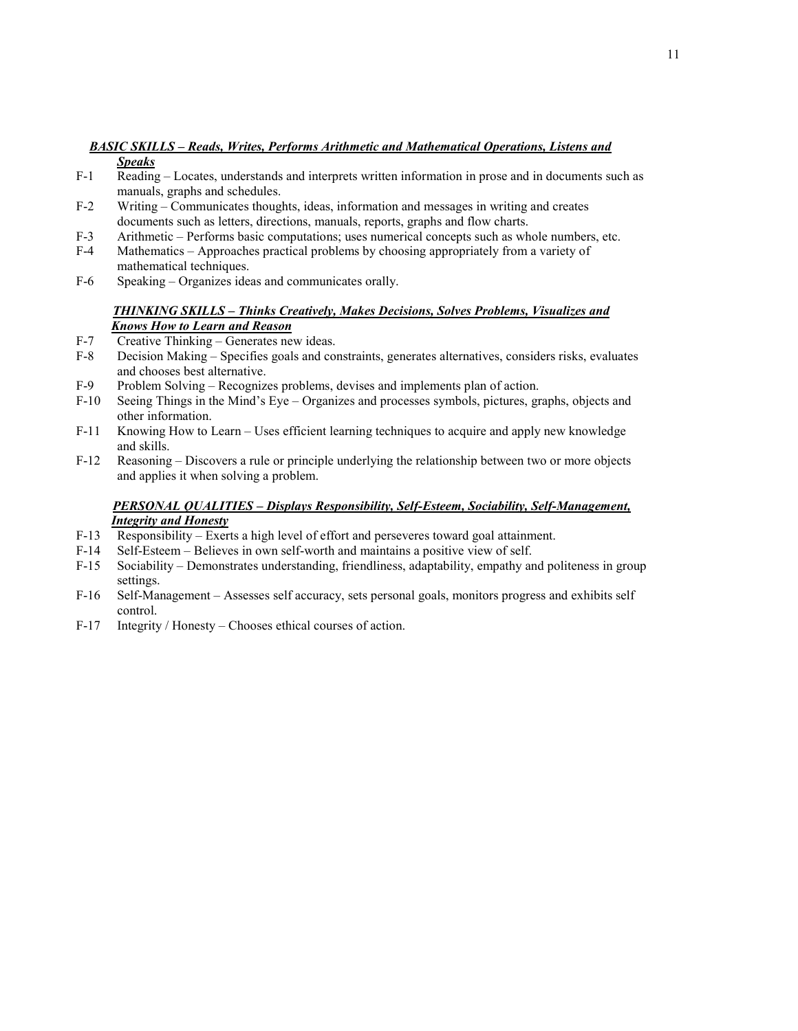***BASIC SKILLS – Reads, Writes, Performs Arithmetic and Mathematical Operations, Listens and Speaks***

- F-1 Reading – Locates, understands and interprets written information in prose and in documents such as manuals, graphs and schedules.
- F-2 Writing – Communicates thoughts, ideas, information and messages in writing and creates documents such as letters, directions, manuals, reports, graphs and flow charts.
- F-3 Arithmetic – Performs basic computations; uses numerical concepts such as whole numbers, etc.
- F-4 Mathematics – Approaches practical problems by choosing appropriately from a variety of mathematical techniques.
- F-6 Speaking – Organizes ideas and communicates orally.

***THINKING SKILLS – Thinks Creatively, Makes Decisions, Solves Problems, Visualizes and Knows How to Learn and Reason***

- F-7 Creative Thinking – Generates new ideas.
- F-8 Decision Making – Specifies goals and constraints, generates alternatives, considers risks, evaluates and chooses best alternative.
- F-9 Problem Solving – Recognizes problems, devises and implements plan of action.
- F-10 Seeing Things in the Mind's Eye – Organizes and processes symbols, pictures, graphs, objects and other information.
- F-11 Knowing How to Learn – Uses efficient learning techniques to acquire and apply new knowledge and skills.
- F-12 Reasoning – Discovers a rule or principle underlying the relationship between two or more objects and applies it when solving a problem.

***PERSONAL QUALITIES – Displays Responsibility, Self-Esteem, Sociability, Self-Management, Integrity and Honesty***

- F-13 Responsibility – Exerts a high level of effort and perseveres toward goal attainment.
- F-14 Self-Esteem – Believes in own self-worth and maintains a positive view of self.
- F-15 Sociability – Demonstrates understanding, friendliness, adaptability, empathy and politeness in group settings.
- F-16 Self-Management – Assesses self accuracy, sets personal goals, monitors progress and exhibits self control.
- F-17 Integrity / Honesty – Chooses ethical courses of action.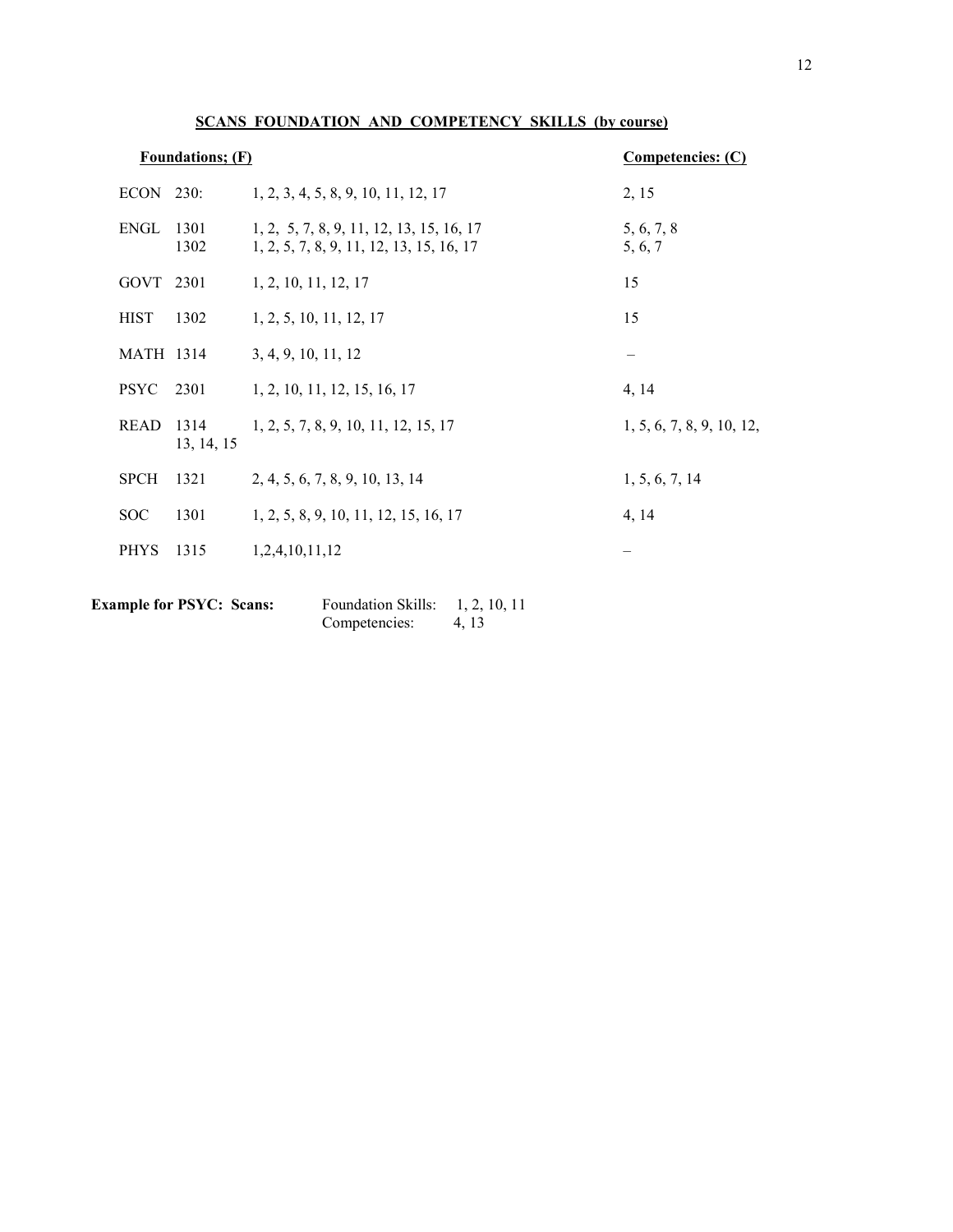## SCANS FOUNDATION AND COMPETENCY SKILLS (by course)

| Foundations; (F) | | | Competencies: (C) |
|---|---|---|---|
| ECON | 230: | 1, 2, 3, 4, 5, 8, 9, 10, 11, 12, 17 | 2, 15 |
| ENGL | 1301 | 1, 2, 5, 7, 8, 9, 11, 12, 13, 15, 16, 17 | 5, 6, 7, 8 |
| | 1302 | 1, 2, 5, 7, 8, 9, 11, 12, 13, 15, 16, 17 | 5, 6, 7 |
| GOVT | 2301 | 1, 2, 10, 11, 12, 17 | 15 |
| HIST | 1302 | 1, 2, 5, 10, 11, 12, 17 | 15 |
| MATH | 1314 | 3, 4, 9, 10, 11, 12 | – |
| PSYC | 2301 | 1, 2, 10, 11, 12, 15, 16, 17 | 4, 14 |
| READ | 1314 | 1, 2, 5, 7, 8, 9, 10, 11, 12, 15, 17 | 1, 5, 6, 7, 8, 9, 10, 12, 13, 14, 15 |
| SPCH | 1321 | 2, 4, 5, 6, 7, 8, 9, 10, 13, 14 | 1, 5, 6, 7, 14 |
| SOC | 1301 | 1, 2, 5, 8, 9, 10, 11, 12, 15, 16, 17 | 4, 14 |
| PHYS | 1315 | 1,2,4,10,11,12 | – |

**Example for PSYC: Scans:** Foundation Skills: 1, 2, 10, 11
Competencies: 4, 13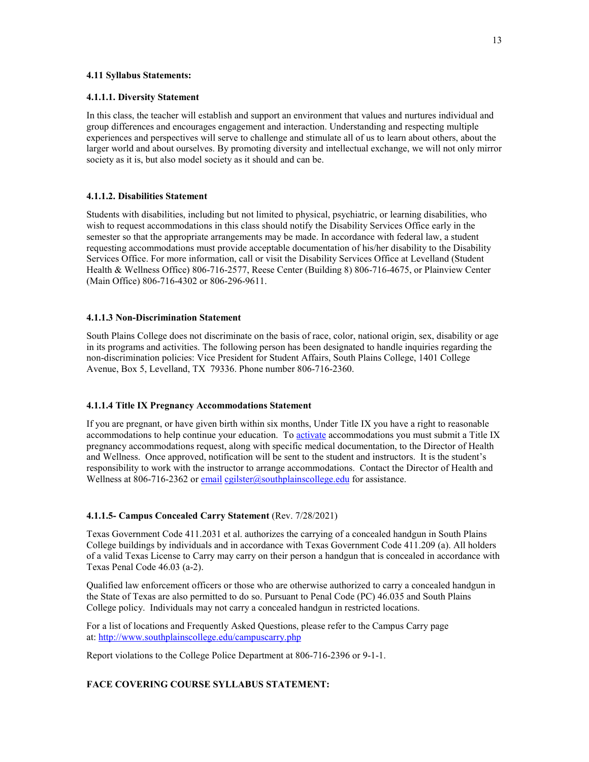#### 4.11 Syllabus Statements:

#### 4.1.1.1. Diversity Statement

In this class, the teacher will establish and support an environment that values and nurtures individual and group differences and encourages engagement and interaction. Understanding and respecting multiple experiences and perspectives will serve to challenge and stimulate all of us to learn about others, about the larger world and about ourselves. By promoting diversity and intellectual exchange, we will not only mirror society as it is, but also model society as it should and can be.

#### 4.1.1.2. Disabilities Statement

Students with disabilities, including but not limited to physical, psychiatric, or learning disabilities, who wish to request accommodations in this class should notify the Disability Services Office early in the semester so that the appropriate arrangements may be made. In accordance with federal law, a student requesting accommodations must provide acceptable documentation of his/her disability to the Disability Services Office. For more information, call or visit the Disability Services Office at Levelland (Student Health & Wellness Office) 806-716-2577, Reese Center (Building 8) 806-716-4675, or Plainview Center (Main Office) 806-716-4302 or 806-296-9611.

#### 4.1.1.3 Non-Discrimination Statement

South Plains College does not discriminate on the basis of race, color, national origin, sex, disability or age in its programs and activities. The following person has been designated to handle inquiries regarding the non-discrimination policies: Vice President for Student Affairs, South Plains College, 1401 College Avenue, Box 5, Levelland, TX 79336. Phone number 806-716-2360.

#### 4.1.1.4 Title IX Pregnancy Accommodations Statement

If you are pregnant, or have given birth within six months, Under Title IX you have a right to reasonable accommodations to help continue your education. To activate accommodations you must submit a Title IX pregnancy accommodations request, along with specific medical documentation, to the Director of Health and Wellness. Once approved, notification will be sent to the student and instructors. It is the student's responsibility to work with the instructor to arrange accommodations. Contact the Director of Health and Wellness at 806-716-2362 or email cgilster@southplainscollege.edu for assistance.

#### 4.1.1.5- Campus Concealed Carry Statement (Rev. 7/28/2021)

Texas Government Code 411.2031 et al. authorizes the carrying of a concealed handgun in South Plains College buildings by individuals and in accordance with Texas Government Code 411.209 (a). All holders of a valid Texas License to Carry may carry on their person a handgun that is concealed in accordance with Texas Penal Code 46.03 (a-2).

Qualified law enforcement officers or those who are otherwise authorized to carry a concealed handgun in the State of Texas are also permitted to do so. Pursuant to Penal Code (PC) 46.035 and South Plains College policy. Individuals may not carry a concealed handgun in restricted locations.

For a list of locations and Frequently Asked Questions, please refer to the Campus Carry page at: http://www.southplainscollege.edu/campuscarry.php

Report violations to the College Police Department at 806-716-2396 or 9-1-1.

#### FACE COVERING COURSE SYLLABUS STATEMENT: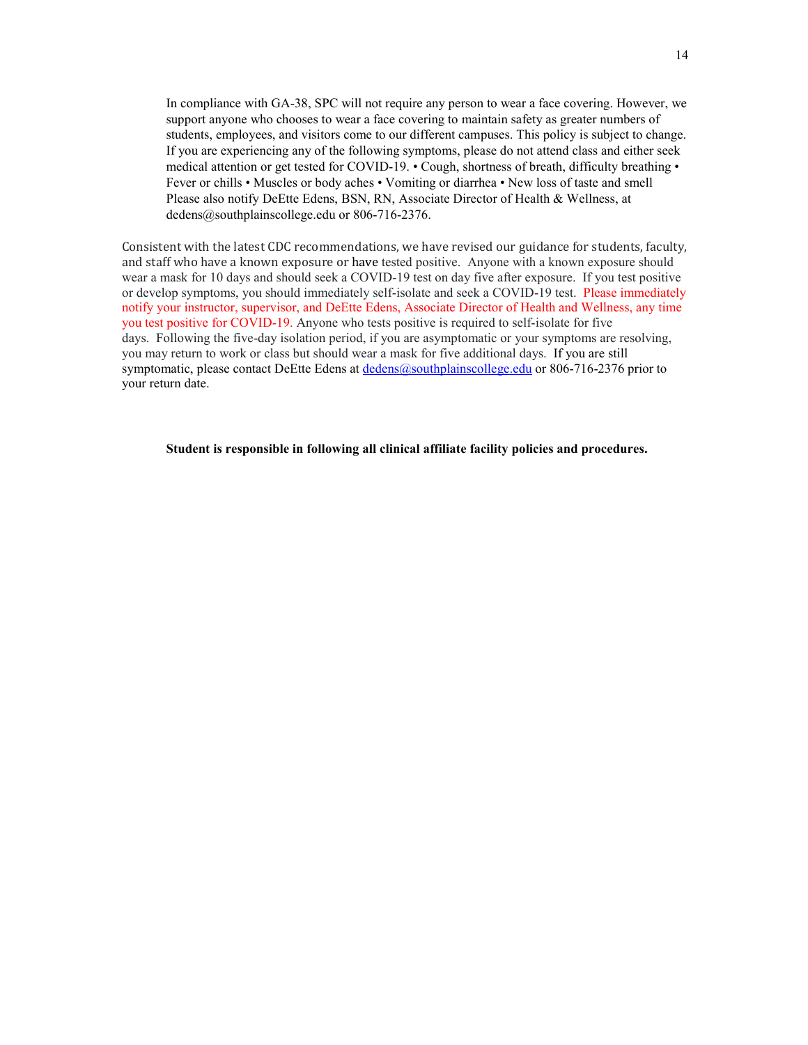In compliance with GA-38, SPC will not require any person to wear a face covering. However, we support anyone who chooses to wear a face covering to maintain safety as greater numbers of students, employees, and visitors come to our different campuses. This policy is subject to change. If you are experiencing any of the following symptoms, please do not attend class and either seek medical attention or get tested for COVID-19. • Cough, shortness of breath, difficulty breathing • Fever or chills • Muscles or body aches • Vomiting or diarrhea • New loss of taste and smell Please also notify DeEtte Edens, BSN, RN, Associate Director of Health & Wellness, at dedens@southplainscollege.edu or 806-716-2376.

Consistent with the latest CDC recommendations, we have revised our guidance for students, faculty, and staff who have a known exposure or have tested positive. Anyone with a known exposure should wear a mask for 10 days and should seek a COVID-19 test on day five after exposure. If you test positive or develop symptoms, you should immediately self-isolate and seek a COVID-19 test. Please immediately notify your instructor, supervisor, and DeEtte Edens, Associate Director of Health and Wellness, any time you test positive for COVID-19. Anyone who tests positive is required to self-isolate for five days. Following the five-day isolation period, if you are asymptomatic or your symptoms are resolving, you may return to work or class but should wear a mask for five additional days. If you are still symptomatic, please contact DeEtte Edens at dedens@southplainscollege.edu or 806-716-2376 prior to your return date.

**Student is responsible in following all clinical affiliate facility policies and procedures.**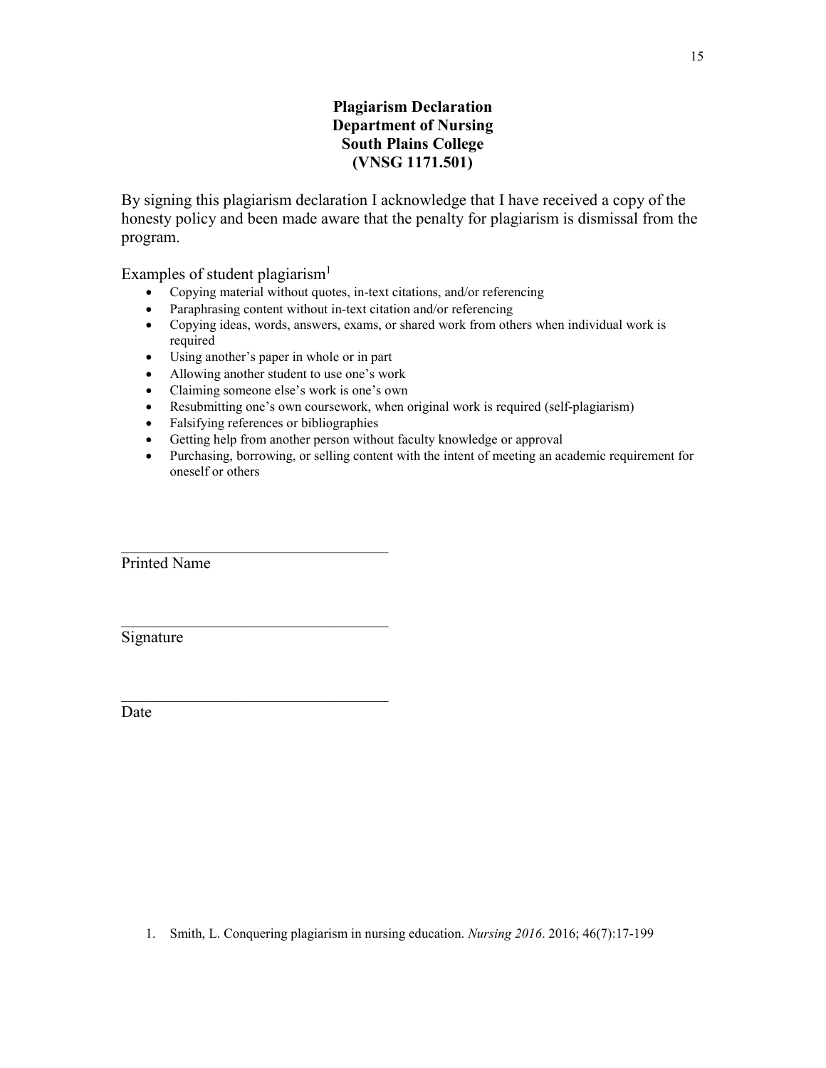**Plagiarism Declaration**
**Department of Nursing**
**South Plains College**
**(VNSG 1171.501)**

By signing this plagiarism declaration I acknowledge that I have received a copy of the honesty policy and been made aware that the penalty for plagiarism is dismissal from the program.

Examples of student plagiarism[1]

- Copying material without quotes, in-text citations, and/or referencing
- Paraphrasing content without in-text citation and/or referencing
- Copying ideas, words, answers, exams, or shared work from others when individual work is required
- Using another's paper in whole or in part
- Allowing another student to use one's work
- Claiming someone else's work is one's own
- Resubmitting one's own coursework, when original work is required (self-plagiarism)
- Falsifying references or bibliographies
- Getting help from another person without faculty knowledge or approval
- Purchasing, borrowing, or selling content with the intent of meeting an academic requirement for oneself or others

\_\_\_\_\_\_\_\_\_\_\_\_\_\_\_\_\_\_\_\_\_\_\_\_\_\_\_\_\_\_\_\_\_\_
Printed Name

\_\_\_\_\_\_\_\_\_\_\_\_\_\_\_\_\_\_\_\_\_\_\_\_\_\_\_\_\_\_\_\_\_\_
Signature

\_\_\_\_\_\_\_\_\_\_\_\_\_\_\_\_\_\_\_\_\_\_\_\_\_\_\_\_\_\_\_\_\_\_
Date

1. Smith, L. Conquering plagiarism in nursing education. *Nursing 2016*. 2016; 46(7):17-199